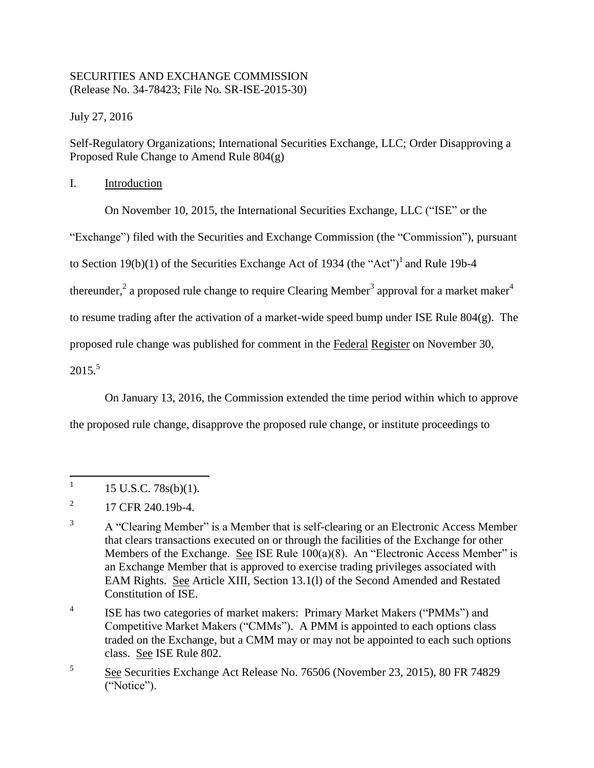SECURITIES AND EXCHANGE COMMISSION
(Release No. 34-78423; File No. SR-ISE-2015-30)

July 27, 2016

Self-Regulatory Organizations; International Securities Exchange, LLC; Order Disapproving a Proposed Rule Change to Amend Rule 804(g)

## I. Introduction

On November 10, 2015, the International Securities Exchange, LLC ("ISE" or the "Exchange") filed with the Securities and Exchange Commission (the "Commission"), pursuant to Section 19(b)(1) of the Securities Exchange Act of 1934 (the "Act")[1] and Rule 19b-4 thereunder,[2] a proposed rule change to require Clearing Member[3] approval for a market maker[4] to resume trading after the activation of a market-wide speed bump under ISE Rule 804(g). The proposed rule change was published for comment in the Federal Register on November 30, 2015.[5]

On January 13, 2016, the Commission extended the time period within which to approve the proposed rule change, disapprove the proposed rule change, or institute proceedings to

---

[1] 15 U.S.C. 78s(b)(1).

[2] 17 CFR 240.19b-4.

[3] A "Clearing Member" is a Member that is self-clearing or an Electronic Access Member that clears transactions executed on or through the facilities of the Exchange for other Members of the Exchange. See ISE Rule 100(a)(8). An "Electronic Access Member" is an Exchange Member that is approved to exercise trading privileges associated with EAM Rights. See Article XIII, Section 13.1(l) of the Second Amended and Restated Constitution of ISE.

[4] ISE has two categories of market makers: Primary Market Makers ("PMMs") and Competitive Market Makers ("CMMs"). A PMM is appointed to each options class traded on the Exchange, but a CMM may or may not be appointed to each such options class. See ISE Rule 802.

[5] See Securities Exchange Act Release No. 76506 (November 23, 2015), 80 FR 74829 ("Notice").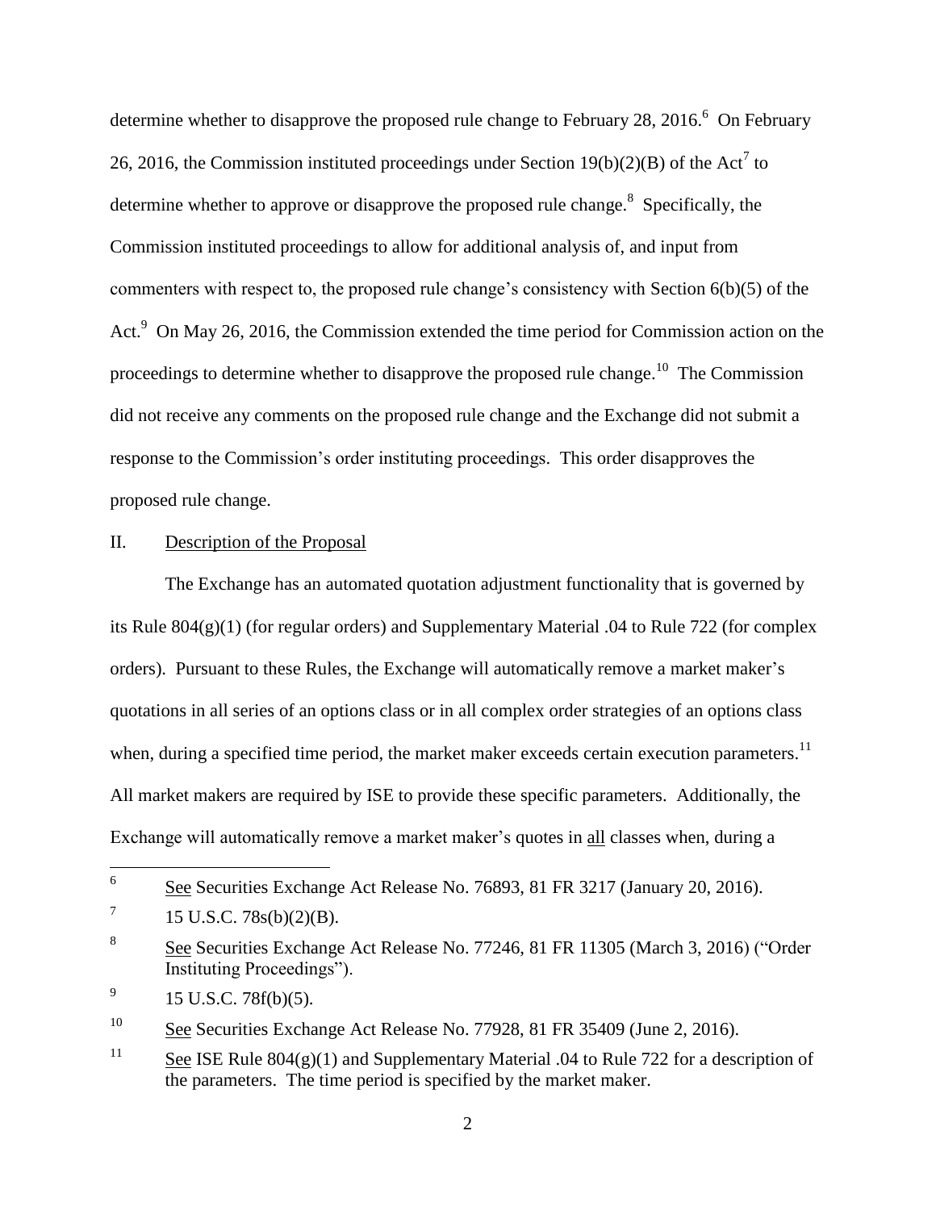determine whether to disapprove the proposed rule change to February 28, 2016.[6] On February 26, 2016, the Commission instituted proceedings under Section 19(b)(2)(B) of the Act[7] to determine whether to approve or disapprove the proposed rule change.[8] Specifically, the Commission instituted proceedings to allow for additional analysis of, and input from commenters with respect to, the proposed rule change's consistency with Section 6(b)(5) of the Act.[9] On May 26, 2016, the Commission extended the time period for Commission action on the proceedings to determine whether to disapprove the proposed rule change.[10] The Commission did not receive any comments on the proposed rule change and the Exchange did not submit a response to the Commission's order instituting proceedings. This order disapproves the proposed rule change.

## II. Description of the Proposal

The Exchange has an automated quotation adjustment functionality that is governed by its Rule 804(g)(1) (for regular orders) and Supplementary Material .04 to Rule 722 (for complex orders). Pursuant to these Rules, the Exchange will automatically remove a market maker's quotations in all series of an options class or in all complex order strategies of an options class when, during a specified time period, the market maker exceeds certain execution parameters.[11] All market makers are required by ISE to provide these specific parameters. Additionally, the Exchange will automatically remove a market maker's quotes in all classes when, during a

---

6 See Securities Exchange Act Release No. 76893, 81 FR 3217 (January 20, 2016).

7 15 U.S.C. 78s(b)(2)(B).

8 See Securities Exchange Act Release No. 77246, 81 FR 11305 (March 3, 2016) ("Order Instituting Proceedings").

9 15 U.S.C. 78f(b)(5).

10 See Securities Exchange Act Release No. 77928, 81 FR 35409 (June 2, 2016).

11 See ISE Rule 804(g)(1) and Supplementary Material .04 to Rule 722 for a description of the parameters. The time period is specified by the market maker.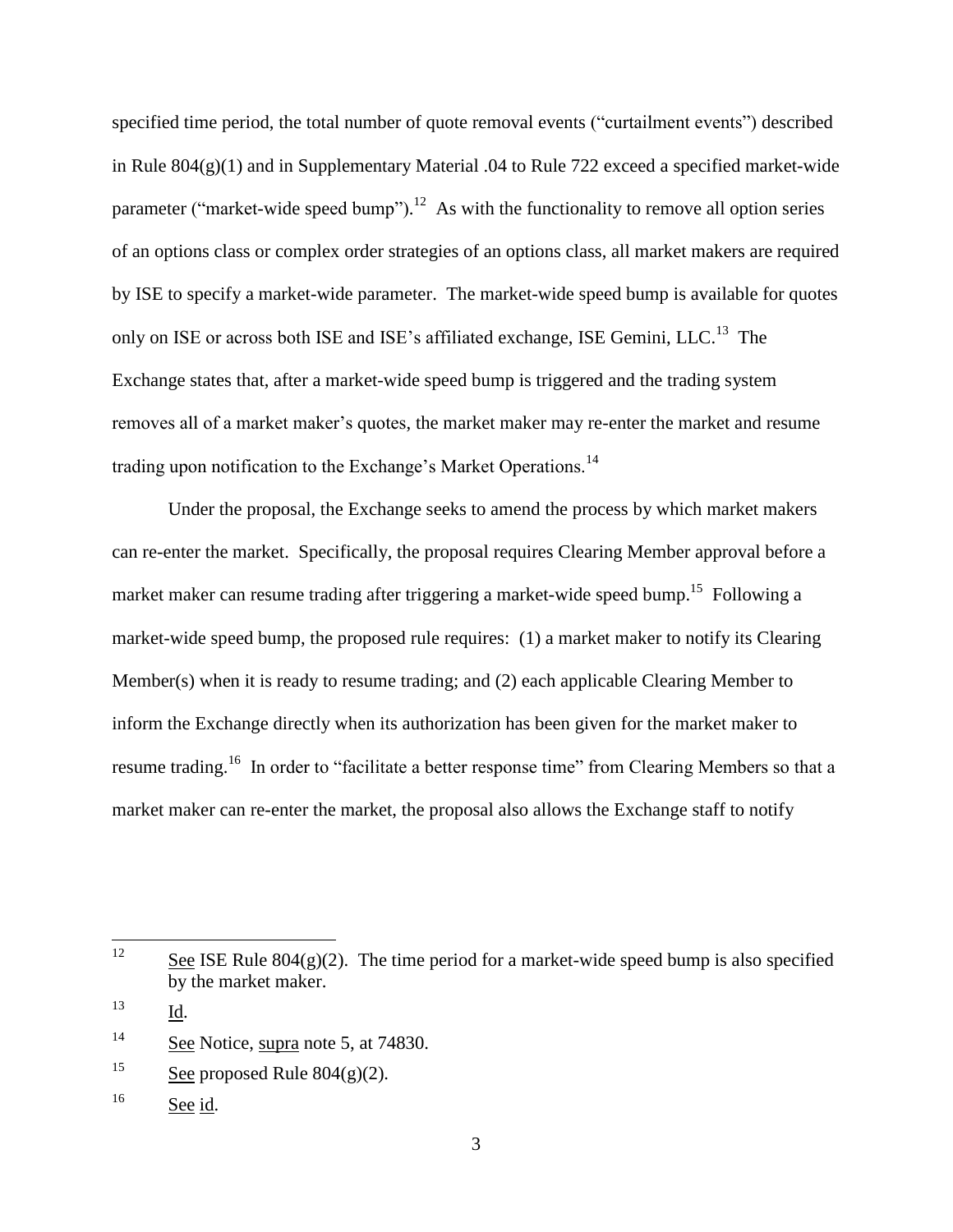specified time period, the total number of quote removal events ("curtailment events") described in Rule 804(g)(1) and in Supplementary Material .04 to Rule 722 exceed a specified market-wide parameter ("market-wide speed bump").[12] As with the functionality to remove all option series of an options class or complex order strategies of an options class, all market makers are required by ISE to specify a market-wide parameter. The market-wide speed bump is available for quotes only on ISE or across both ISE and ISE's affiliated exchange, ISE Gemini, LLC.[13] The Exchange states that, after a market-wide speed bump is triggered and the trading system removes all of a market maker's quotes, the market maker may re-enter the market and resume trading upon notification to the Exchange's Market Operations.[14]

Under the proposal, the Exchange seeks to amend the process by which market makers can re-enter the market. Specifically, the proposal requires Clearing Member approval before a market maker can resume trading after triggering a market-wide speed bump.[15] Following a market-wide speed bump, the proposed rule requires: (1) a market maker to notify its Clearing Member(s) when it is ready to resume trading; and (2) each applicable Clearing Member to inform the Exchange directly when its authorization has been given for the market maker to resume trading.[16] In order to "facilitate a better response time" from Clearing Members so that a market maker can re-enter the market, the proposal also allows the Exchange staff to notify

---

[12] See ISE Rule 804(g)(2). The time period for a market-wide speed bump is also specified by the market maker.

[13] Id.

[14] See Notice, supra note 5, at 74830.

[15] See proposed Rule 804(g)(2).

[16] See id.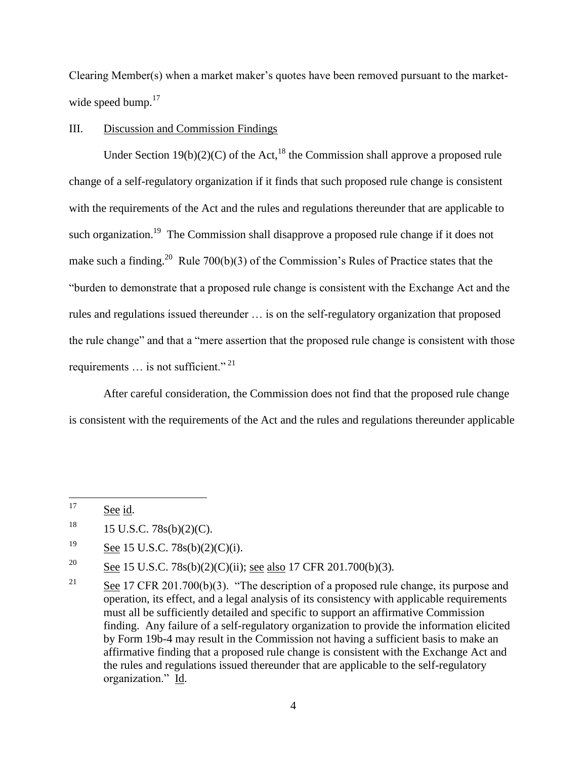Clearing Member(s) when a market maker's quotes have been removed pursuant to the market-wide speed bump.[17]

## III. Discussion and Commission Findings

Under Section 19(b)(2)(C) of the Act,[18] the Commission shall approve a proposed rule change of a self-regulatory organization if it finds that such proposed rule change is consistent with the requirements of the Act and the rules and regulations thereunder that are applicable to such organization.[19] The Commission shall disapprove a proposed rule change if it does not make such a finding.[20] Rule 700(b)(3) of the Commission's Rules of Practice states that the "burden to demonstrate that a proposed rule change is consistent with the Exchange Act and the rules and regulations issued thereunder … is on the self-regulatory organization that proposed the rule change" and that a "mere assertion that the proposed rule change is consistent with those requirements … is not sufficient."[21]

After careful consideration, the Commission does not find that the proposed rule change is consistent with the requirements of the Act and the rules and regulations thereunder applicable

---

[17] See id.

[18] 15 U.S.C. 78s(b)(2)(C).

[19] See 15 U.S.C. 78s(b)(2)(C)(i).

[20] See 15 U.S.C. 78s(b)(2)(C)(ii); see also 17 CFR 201.700(b)(3).

[21] See 17 CFR 201.700(b)(3). "The description of a proposed rule change, its purpose and operation, its effect, and a legal analysis of its consistency with applicable requirements must all be sufficiently detailed and specific to support an affirmative Commission finding. Any failure of a self-regulatory organization to provide the information elicited by Form 19b-4 may result in the Commission not having a sufficient basis to make an affirmative finding that a proposed rule change is consistent with the Exchange Act and the rules and regulations issued thereunder that are applicable to the self-regulatory organization." Id.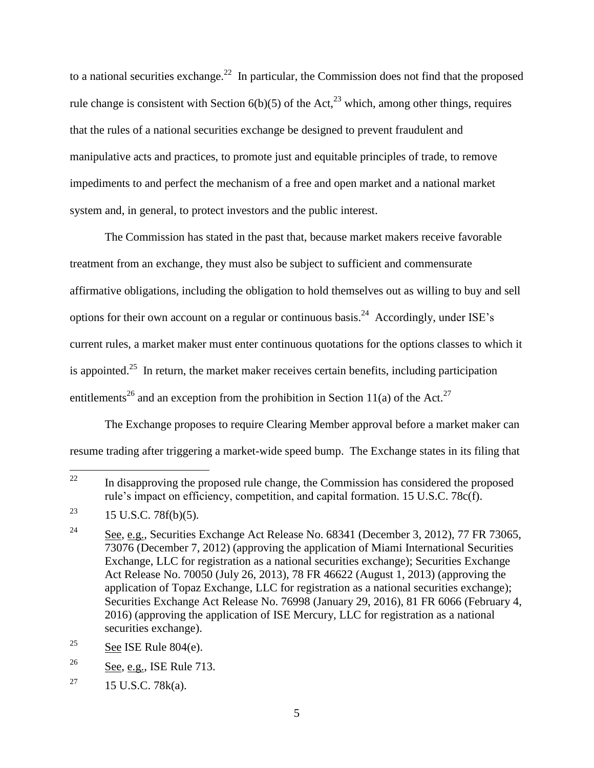to a national securities exchange.[22] In particular, the Commission does not find that the proposed rule change is consistent with Section 6(b)(5) of the Act,[23] which, among other things, requires that the rules of a national securities exchange be designed to prevent fraudulent and manipulative acts and practices, to promote just and equitable principles of trade, to remove impediments to and perfect the mechanism of a free and open market and a national market system and, in general, to protect investors and the public interest.

The Commission has stated in the past that, because market makers receive favorable treatment from an exchange, they must also be subject to sufficient and commensurate affirmative obligations, including the obligation to hold themselves out as willing to buy and sell options for their own account on a regular or continuous basis.[24] Accordingly, under ISE's current rules, a market maker must enter continuous quotations for the options classes to which it is appointed.[25] In return, the market maker receives certain benefits, including participation entitlements[26] and an exception from the prohibition in Section 11(a) of the Act.[27]

The Exchange proposes to require Clearing Member approval before a market maker can resume trading after triggering a market-wide speed bump. The Exchange states in its filing that

---

[22] In disapproving the proposed rule change, the Commission has considered the proposed rule's impact on efficiency, competition, and capital formation. 15 U.S.C. 78c(f).

[23] 15 U.S.C. 78f(b)(5).

[24] See, e.g., Securities Exchange Act Release No. 68341 (December 3, 2012), 77 FR 73065, 73076 (December 7, 2012) (approving the application of Miami International Securities Exchange, LLC for registration as a national securities exchange); Securities Exchange Act Release No. 70050 (July 26, 2013), 78 FR 46622 (August 1, 2013) (approving the application of Topaz Exchange, LLC for registration as a national securities exchange); Securities Exchange Act Release No. 76998 (January 29, 2016), 81 FR 6066 (February 4, 2016) (approving the application of ISE Mercury, LLC for registration as a national securities exchange).

[25] See ISE Rule 804(e).

[26] See, e.g., ISE Rule 713.

[27] 15 U.S.C. 78k(a).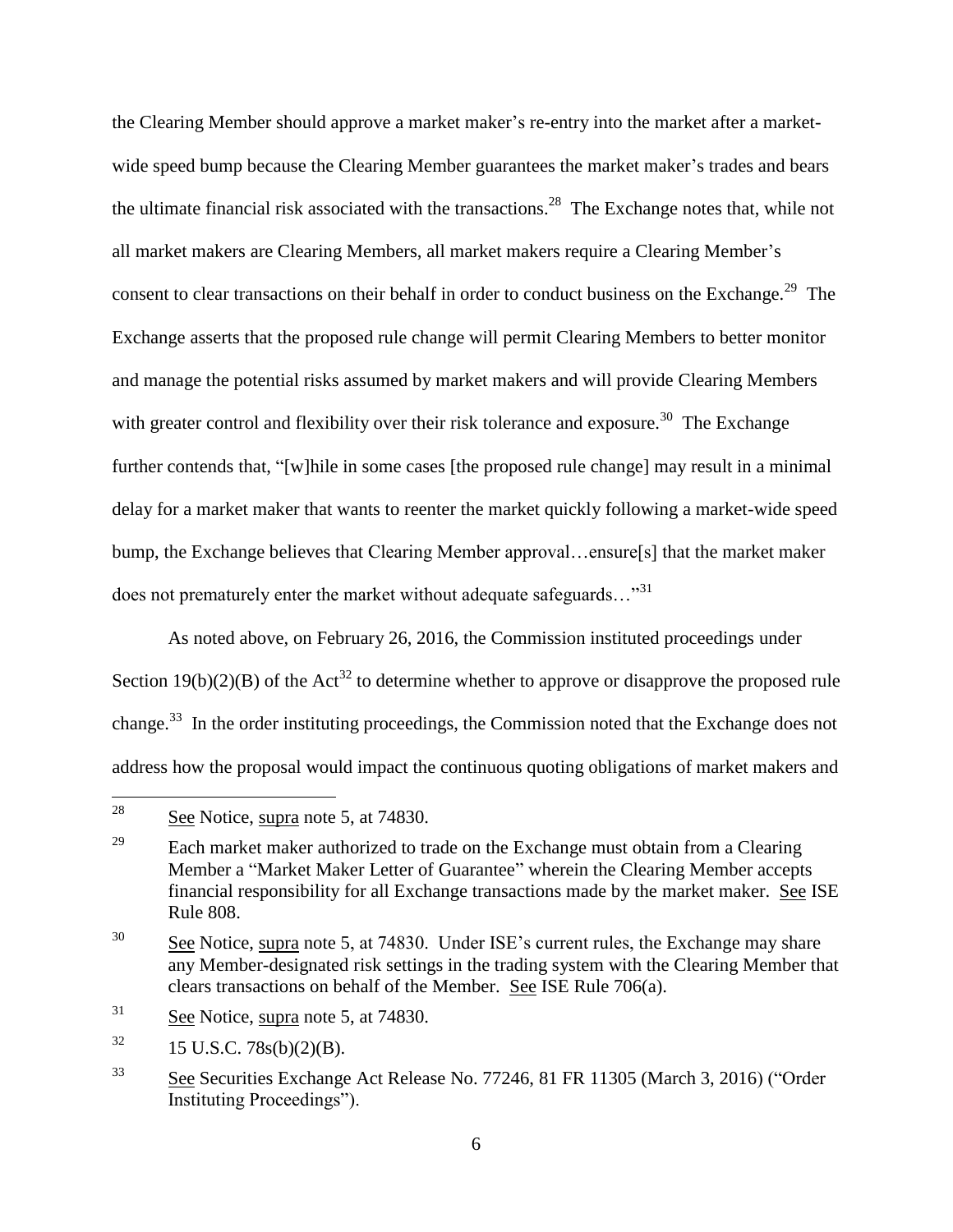the Clearing Member should approve a market maker's re-entry into the market after a market-wide speed bump because the Clearing Member guarantees the market maker's trades and bears the ultimate financial risk associated with the transactions.[28] The Exchange notes that, while not all market makers are Clearing Members, all market makers require a Clearing Member's consent to clear transactions on their behalf in order to conduct business on the Exchange.[29] The Exchange asserts that the proposed rule change will permit Clearing Members to better monitor and manage the potential risks assumed by market makers and will provide Clearing Members with greater control and flexibility over their risk tolerance and exposure.[30] The Exchange further contends that, "[w]hile in some cases [the proposed rule change] may result in a minimal delay for a market maker that wants to reenter the market quickly following a market-wide speed bump, the Exchange believes that Clearing Member approval…ensure[s] that the market maker does not prematurely enter the market without adequate safeguards…"[31]

As noted above, on February 26, 2016, the Commission instituted proceedings under Section 19(b)(2)(B) of the Act[32] to determine whether to approve or disapprove the proposed rule change.[33] In the order instituting proceedings, the Commission noted that the Exchange does not address how the proposal would impact the continuous quoting obligations of market makers and

---

[28] See Notice, supra note 5, at 74830.

[29] Each market maker authorized to trade on the Exchange must obtain from a Clearing Member a "Market Maker Letter of Guarantee" wherein the Clearing Member accepts financial responsibility for all Exchange transactions made by the market maker. See ISE Rule 808.

[30] See Notice, supra note 5, at 74830. Under ISE's current rules, the Exchange may share any Member-designated risk settings in the trading system with the Clearing Member that clears transactions on behalf of the Member. See ISE Rule 706(a).

[31] See Notice, supra note 5, at 74830.

[32] 15 U.S.C. 78s(b)(2)(B).

[33] See Securities Exchange Act Release No. 77246, 81 FR 11305 (March 3, 2016) ("Order Instituting Proceedings").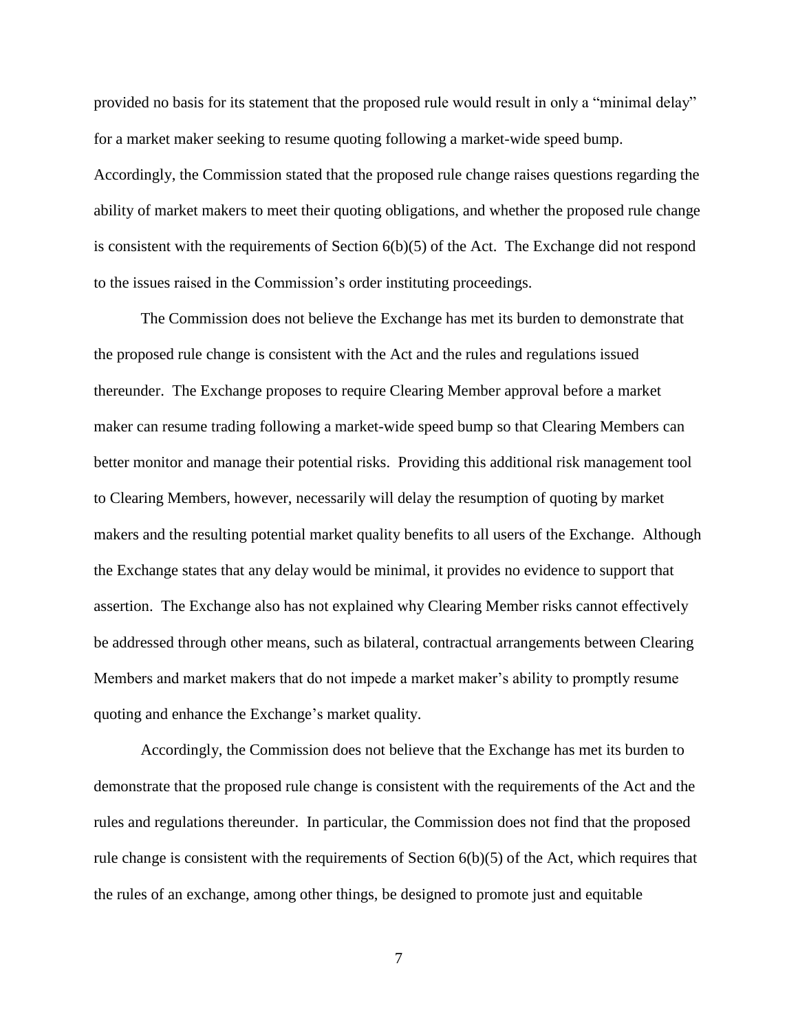provided no basis for its statement that the proposed rule would result in only a "minimal delay" for a market maker seeking to resume quoting following a market-wide speed bump. Accordingly, the Commission stated that the proposed rule change raises questions regarding the ability of market makers to meet their quoting obligations, and whether the proposed rule change is consistent with the requirements of Section 6(b)(5) of the Act. The Exchange did not respond to the issues raised in the Commission's order instituting proceedings.

The Commission does not believe the Exchange has met its burden to demonstrate that the proposed rule change is consistent with the Act and the rules and regulations issued thereunder. The Exchange proposes to require Clearing Member approval before a market maker can resume trading following a market-wide speed bump so that Clearing Members can better monitor and manage their potential risks. Providing this additional risk management tool to Clearing Members, however, necessarily will delay the resumption of quoting by market makers and the resulting potential market quality benefits to all users of the Exchange. Although the Exchange states that any delay would be minimal, it provides no evidence to support that assertion. The Exchange also has not explained why Clearing Member risks cannot effectively be addressed through other means, such as bilateral, contractual arrangements between Clearing Members and market makers that do not impede a market maker's ability to promptly resume quoting and enhance the Exchange's market quality.

Accordingly, the Commission does not believe that the Exchange has met its burden to demonstrate that the proposed rule change is consistent with the requirements of the Act and the rules and regulations thereunder. In particular, the Commission does not find that the proposed rule change is consistent with the requirements of Section 6(b)(5) of the Act, which requires that the rules of an exchange, among other things, be designed to promote just and equitable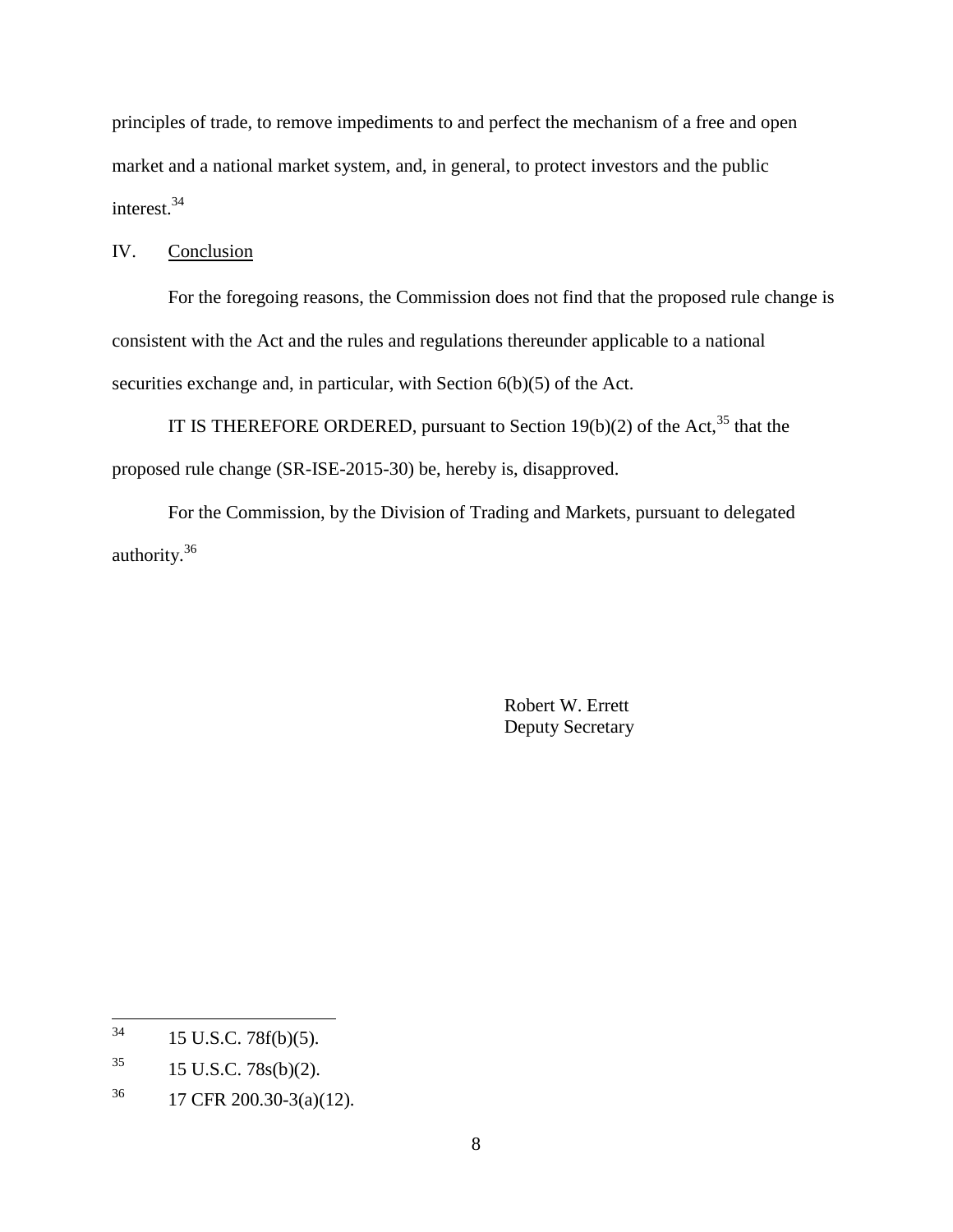principles of trade, to remove impediments to and perfect the mechanism of a free and open market and a national market system, and, in general, to protect investors and the public interest.[34]

## IV. Conclusion

For the foregoing reasons, the Commission does not find that the proposed rule change is consistent with the Act and the rules and regulations thereunder applicable to a national securities exchange and, in particular, with Section 6(b)(5) of the Act.

IT IS THEREFORE ORDERED, pursuant to Section 19(b)(2) of the Act,[35] that the proposed rule change (SR-ISE-2015-30) be, hereby is, disapproved.

For the Commission, by the Division of Trading and Markets, pursuant to delegated authority.[36]

Robert W. Errett
Deputy Secretary

---

[34] 15 U.S.C. 78f(b)(5).

[35] 15 U.S.C. 78s(b)(2).

[36] 17 CFR 200.30-3(a)(12).